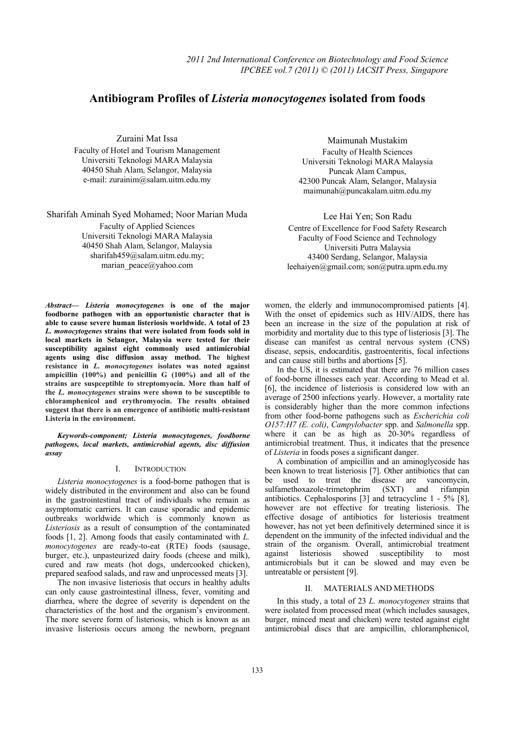# Antibiogram Profiles of *Listeria monocytogenes* isolated from foods

Zuraini Mat Issa
Faculty of Hotel and Tourism Management
Universiti Teknologi MARA Malaysia
40450 Shah Alam, Selangor, Malaysia
e-mail: zurainim@salam.uitm.edu.my

Maimunah Mustakim
Faculty of Health Sciences
Universiti Teknologi MARA Malaysia
Puncak Alam Campus,
42300 Puncak Alam, Selangor, Malaysia
maimunah@puncakalam.uitm.edu.my

Sharifah Aminah Syed Mohamed; Noor Marian Muda
Faculty of Applied Sciences
Universiti Teknologi MARA Malaysia
40450 Shah Alam, Selangor, Malaysia
sharifah459@salam.uitm.edu.my;
marian_peace@yahoo.com

Lee Hai Yen; Son Radu
Centre of Excellence for Food Safety Research
Faculty of Food Science and Technology
Universiti Putra Malaysia
43400 Serdang, Selangor, Malaysia
leehaiyen@gmail.com; son@putra.upm.edu.my

***Abstract*— *Listeria monocytogenes* is one of the major foodborne pathogen with an opportunistic character that is able to cause severe human listeriosis worldwide. A total of 23 *L. monocytogenes* strains that were isolated from foods sold in local markets in Selangor, Malaysia were tested for their susceptibility against eight commonly used antimicrobial agents using disc diffusion assay method. The highest resistance in *L. monocytogenes* isolates was noted against ampicillin (100%) and penicillin G (100%) and all of the strains are suspceptible to streptomyocin. More than half of the *L. monocytogenes* strains were shown to be susceptible to chloramphenicol and erythromyocin. The results obtained suggest that there is an emergence of antibiotic multi-resistant Listeria in the environment.**

***Keywords-component; Listeria monocytogenes, foodborne pathogens, local markets, antimicrobial agents, disc diffusion assay***

## I. Introduction

*Listeria monocytogenes* is a food-borne pathogen that is widely distributed in the environment and also can be found in the gastrointestinal tract of individuals who remain as asymptomatic carriers. It can cause sporadic and epidemic outbreaks worldwide which is commonly known as *Listeriosis* as a result of consumption of the contaminated foods [1, 2]. Among foods that easily contaminated with *L. monocytogenes* are ready-to-eat (RTE) foods (sausage, burger, etc.), unpasteurized dairy foods (cheese and milk), cured and raw meats (hot dogs, undercooked chicken), prepared seafood salads, and raw and unprocessed meats [3].

The non invasive listeriosis that occurs in healthy adults can only cause gastrointestinal illness, fever, vomiting and diarrhea, where the degree of severity is dependent on the characteristics of the host and the organism's environment. The more severe form of listeriosis, which is known as an invasive listeriosis occurs among the newborn, pregnant women, the elderly and immunocompromised patients [4]. With the onset of epidemics such as HIV/AIDS, there has been an increase in the size of the population at risk of morbidity and mortality due to this type of listeriosis [3]. The disease can manifest as central nervous system (CNS) disease, sepsis, endocarditis, gastroenteritis, focal infections and can cause still births and abortions [5].

In the US, it is estimated that there are 76 million cases of food-borne illnesses each year. According to Mead et al. [6], the incidence of listeriosis is considered low with an average of 2500 infections yearly. However, a mortality rate is considerably higher than the more common infections from other food-borne pathogens such as *Escherichia coli O157:H7 (E. coli)*, *Campylobacter* spp. and *Salmonella* spp. where it can be as high as 20-30% regardless of antimicrobial treatment. Thus, it indicates that the presence of *Listeria* in foods poses a significant danger.

A combination of ampicillin and an aminoglycoside has been known to treat listeriosis [7]. Other antibiotics that can be used to treat the disease are vancomycin, sulfamethoxazole-trimetophrim (SXT) and rifampin antibiotics. Cephalosporins [3] and tetracycline 1 - 5% [8], however are not effective for treating listeriosis. The effective dosage of antibiotics for listeriosis treatment however, has not yet been definitively determined since it is dependent on the immunity of the infected individual and the strain of the organism. Overall, antimicrobial treatment against listeriosis showed susceptibility to most antimicrobials but it can be slowed and may even be untreatable or persistent [9].

## II. Materials and Methods

In this study, a total of 23 *L. monocytogenes* strains that were isolated from processed meat (which includes sausages, burger, minced meat and chicken) were tested against eight antimicrobial discs that are ampicillin, chloramphenicol,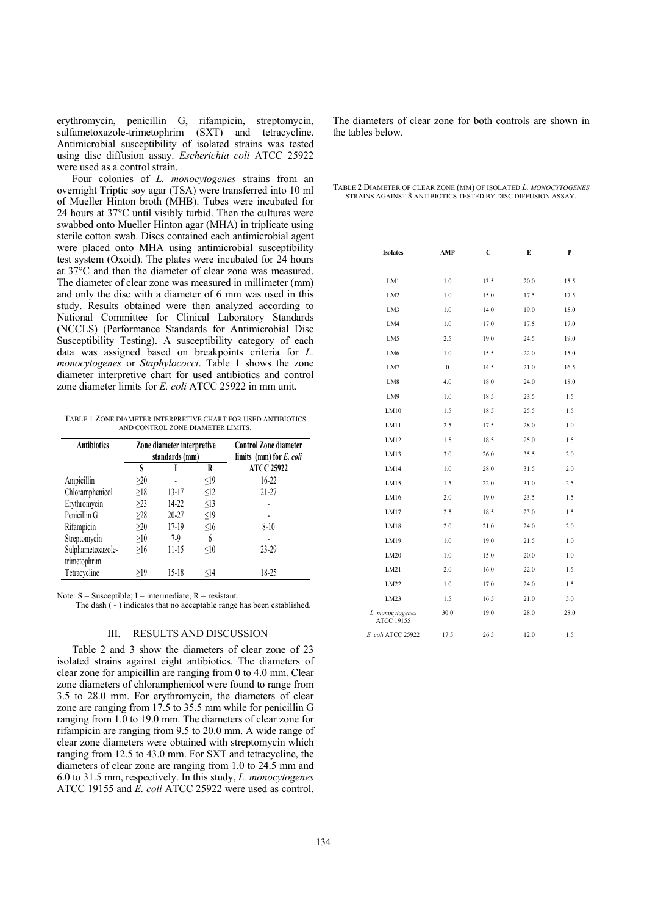erythromycin, penicillin G, rifampicin, streptomycin, sulfametoxazole-trimetophrim (SXT) and tetracycline. Antimicrobial susceptibility of isolated strains was tested using disc diffusion assay. *Escherichia coli* ATCC 25922 were used as a control strain.

Four colonies of *L. monocytogenes* strains from an overnight Triptic soy agar (TSA) were transferred into 10 ml of Mueller Hinton broth (MHB). Tubes were incubated for 24 hours at 37°C until visibly turbid. Then the cultures were swabbed onto Mueller Hinton agar (MHA) in triplicate using sterile cotton swab. Discs contained each antimicrobial agent were placed onto MHA using antimicrobial susceptibility test system (Oxoid). The plates were incubated for 24 hours at 37°C and then the diameter of clear zone was measured. The diameter of clear zone was measured in millimeter (mm) and only the disc with a diameter of 6 mm was used in this study. Results obtained were then analyzed according to National Committee for Clinical Laboratory Standards (NCCLS) (Performance Standards for Antimicrobial Disc Susceptibility Testing). A susceptibility category of each data was assigned based on breakpoints criteria for *L. monocytogenes* or *Staphylococci*. Table 1 shows the zone diameter interpretive chart for used antibiotics and control zone diameter limits for *E. coli* ATCC 25922 in mm unit.

TABLE 1 ZONE DIAMETER INTERPRETIVE CHART FOR USED ANTIBIOTICS AND CONTROL ZONE DIAMETER LIMITS.

| Antibiotics | Zone diameter interpretive standards (mm) | | | Control Zone diameter limits (mm) for *E. coli* |
|---|---|---|---|---|
| | S | I | R | ATCC 25922 |
| Ampicillin | ≥20 | - | ≤19 | 16-22 |
| Chloramphenicol | ≥18 | 13-17 | ≤12 | 21-27 |
| Erythromycin | ≥23 | 14-22 | ≤13 | - |
| Penicillin G | ≥28 | 20-27 | ≤19 | - |
| Rifampicin | ≥20 | 17-19 | ≤16 | 8-10 |
| Streptomycin | ≥10 | 7-9 | 6 | - |
| Sulphametoxazole-trimetophrim | ≥16 | 11-15 | ≤10 | 23-29 |
| Tetracycline | ≥19 | 15-18 | ≤14 | 18-25 |

Note: S = Susceptible; I = intermediate; R = resistant.
The dash ( - ) indicates that no acceptable range has been established.

## III. RESULTS AND DISCUSSION

Table 2 and 3 show the diameters of clear zone of 23 isolated strains against eight antibiotics. The diameters of clear zone for ampicillin are ranging from 0 to 4.0 mm. Clear zone diameters of chloramphenicol were found to range from 3.5 to 28.0 mm. For erythromycin, the diameters of clear zone are ranging from 17.5 to 35.5 mm while for penicillin G ranging from 1.0 to 19.0 mm. The diameters of clear zone for rifampicin are ranging from 9.5 to 20.0 mm. A wide range of clear zone diameters were obtained with streptomycin which ranging from 12.5 to 43.0 mm. For SXT and tetracycline, the diameters of clear zone are ranging from 1.0 to 24.5 mm and 6.0 to 31.5 mm, respectively. In this study, *L. monocytogenes* ATCC 19155 and *E. coli* ATCC 25922 were used as control. The diameters of clear zone for both controls are shown in the tables below.

TABLE 2 DIAMETER OF CLEAR ZONE (MM) OF ISOLATED *L. MONOCYTOGENES* STRAINS AGAINST 8 ANTIBIOTICS TESTED BY DISC DIFFUSION ASSAY.

| Isolates | AMP | C | E | P |
|---|---|---|---|---|
| LM1 | 1.0 | 13.5 | 20.0 | 15.5 |
| LM2 | 1.0 | 15.0 | 17.5 | 17.5 |
| LM3 | 1.0 | 14.0 | 19.0 | 15.0 |
| LM4 | 1.0 | 17.0 | 17.5 | 17.0 |
| LM5 | 2.5 | 19.0 | 24.5 | 19.0 |
| LM6 | 1.0 | 15.5 | 22.0 | 15.0 |
| LM7 | 0 | 14.5 | 21.0 | 16.5 |
| LM8 | 4.0 | 18.0 | 24.0 | 18.0 |
| LM9 | 1.0 | 18.5 | 23.5 | 1.5 |
| LM10 | 1.5 | 18.5 | 25.5 | 1.5 |
| LM11 | 2.5 | 17.5 | 28.0 | 1.0 |
| LM12 | 1.5 | 18.5 | 25.0 | 1.5 |
| LM13 | 3.0 | 26.0 | 35.5 | 2.0 |
| LM14 | 1.0 | 28.0 | 31.5 | 2.0 |
| LM15 | 1.5 | 22.0 | 31.0 | 2.5 |
| LM16 | 2.0 | 19.0 | 23.5 | 1.5 |
| LM17 | 2.5 | 18.5 | 23.0 | 1.5 |
| LM18 | 2.0 | 21.0 | 24.0 | 2.0 |
| LM19 | 1.0 | 19.0 | 21.5 | 1.0 |
| LM20 | 1.0 | 15.0 | 20.0 | 1.0 |
| LM21 | 2.0 | 16.0 | 22.0 | 1.5 |
| LM22 | 1.0 | 17.0 | 24.0 | 1.5 |
| LM23 | 1.5 | 16.5 | 21.0 | 5.0 |
| *L. monocytogenes* ATCC 19155 | 30.0 | 19.0 | 28.0 | 28.0 |
| *E. coli* ATCC 25922 | 17.5 | 26.5 | 12.0 | 1.5 |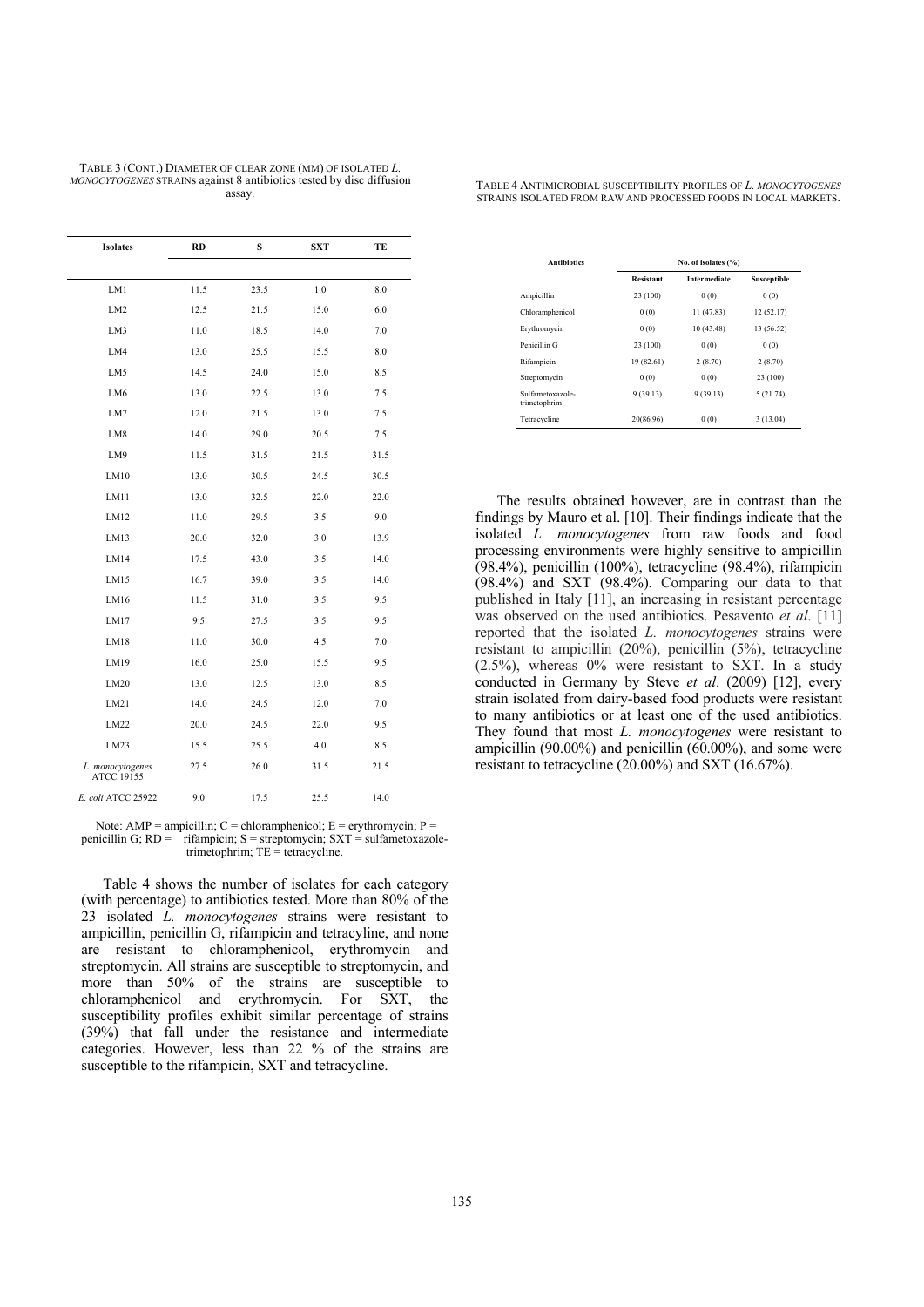TABLE 3 (CONT.) DIAMETER OF CLEAR ZONE (MM) OF ISOLATED *L. MONOCYTOGENES* STRAINS against 8 antibiotics tested by disc diffusion assay.

| Isolates | RD | S | SXT | TE |
|---|---|---|---|---|
| LM1 | 11.5 | 23.5 | 1.0 | 8.0 |
| LM2 | 12.5 | 21.5 | 15.0 | 6.0 |
| LM3 | 11.0 | 18.5 | 14.0 | 7.0 |
| LM4 | 13.0 | 25.5 | 15.5 | 8.0 |
| LM5 | 14.5 | 24.0 | 15.0 | 8.5 |
| LM6 | 13.0 | 22.5 | 13.0 | 7.5 |
| LM7 | 12.0 | 21.5 | 13.0 | 7.5 |
| LM8 | 14.0 | 29.0 | 20.5 | 7.5 |
| LM9 | 11.5 | 31.5 | 21.5 | 31.5 |
| LM10 | 13.0 | 30.5 | 24.5 | 30.5 |
| LM11 | 13.0 | 32.5 | 22.0 | 22.0 |
| LM12 | 11.0 | 29.5 | 3.5 | 9.0 |
| LM13 | 20.0 | 32.0 | 3.0 | 13.9 |
| LM14 | 17.5 | 43.0 | 3.5 | 14.0 |
| LM15 | 16.7 | 39.0 | 3.5 | 14.0 |
| LM16 | 11.5 | 31.0 | 3.5 | 9.5 |
| LM17 | 9.5 | 27.5 | 3.5 | 9.5 |
| LM18 | 11.0 | 30.0 | 4.5 | 7.0 |
| LM19 | 16.0 | 25.0 | 15.5 | 9.5 |
| LM20 | 13.0 | 12.5 | 13.0 | 8.5 |
| LM21 | 14.0 | 24.5 | 12.0 | 7.0 |
| LM22 | 20.0 | 24.5 | 22.0 | 9.5 |
| LM23 | 15.5 | 25.5 | 4.0 | 8.5 |
| *L. monocytogenes* ATCC 19155 | 27.5 | 26.0 | 31.5 | 21.5 |
| *E. coli* ATCC 25922 | 9.0 | 17.5 | 25.5 | 14.0 |

Note: AMP = ampicillin; C = chloramphenicol; E = erythromycin; P = penicillin G; RD = rifampicin; S = streptomycin; SXT = sulfametoxazole-trimetophrim; TE = tetracycline.

Table 4 shows the number of isolates for each category (with percentage) to antibiotics tested. More than 80% of the 23 isolated *L. monocytogenes* strains were resistant to ampicillin, penicillin G, rifampicin and tetracyline, and none are resistant to chloramphenicol, erythromycin and streptomycin. All strains are susceptible to streptomycin, and more than 50% of the strains are susceptible to chloramphenicol and erythromycin. For SXT, the susceptibility profiles exhibit similar percentage of strains (39%) that fall under the resistance and intermediate categories. However, less than 22 % of the strains are susceptible to the rifampicin, SXT and tetracycline.

TABLE 4 ANTIMICROBIAL SUSCEPTIBILITY PROFILES OF *L. MONOCYTOGENES* STRAINS ISOLATED FROM RAW AND PROCESSED FOODS IN LOCAL MARKETS.

| Antibiotics | No. of isolates (%) | | |
|---|---|---|---|
| | Resistant | Intermediate | Susceptible |
| Ampicillin | 23 (100) | 0 (0) | 0 (0) |
| Chloramphenicol | 0 (0) | 11 (47.83) | 12 (52.17) |
| Erythromycin | 0 (0) | 10 (43.48) | 13 (56.52) |
| Penicillin G | 23 (100) | 0 (0) | 0 (0) |
| Rifampicin | 19 (82.61) | 2 (8.70) | 2 (8.70) |
| Streptomycin | 0 (0) | 0 (0) | 23 (100) |
| Sulfametoxazole-trimetophrim | 9 (39.13) | 9 (39.13) | 5 (21.74) |
| Tetracycline | 20(86.96) | 0 (0) | 3 (13.04) |

The results obtained however, are in contrast than the findings by Mauro et al. [10]. Their findings indicate that the isolated *L. monocytogenes* from raw foods and food processing environments were highly sensitive to ampicillin (98.4%), penicillin (100%), tetracycline (98.4%), rifampicin (98.4%) and SXT (98.4%). Comparing our data to that published in Italy [11], an increasing in resistant percentage was observed on the used antibiotics. Pesavento *et al.* [11] reported that the isolated *L. monocytogenes* strains were resistant to ampicillin (20%), penicillin (5%), tetracycline (2.5%), whereas 0% were resistant to SXT. In a study conducted in Germany by Steve *et al*. (2009) [12], every strain isolated from dairy-based food products were resistant to many antibiotics or at least one of the used antibiotics. They found that most *L. monocytogenes* were resistant to ampicillin (90.00%) and penicillin (60.00%), and some were resistant to tetracycline (20.00%) and SXT (16.67%).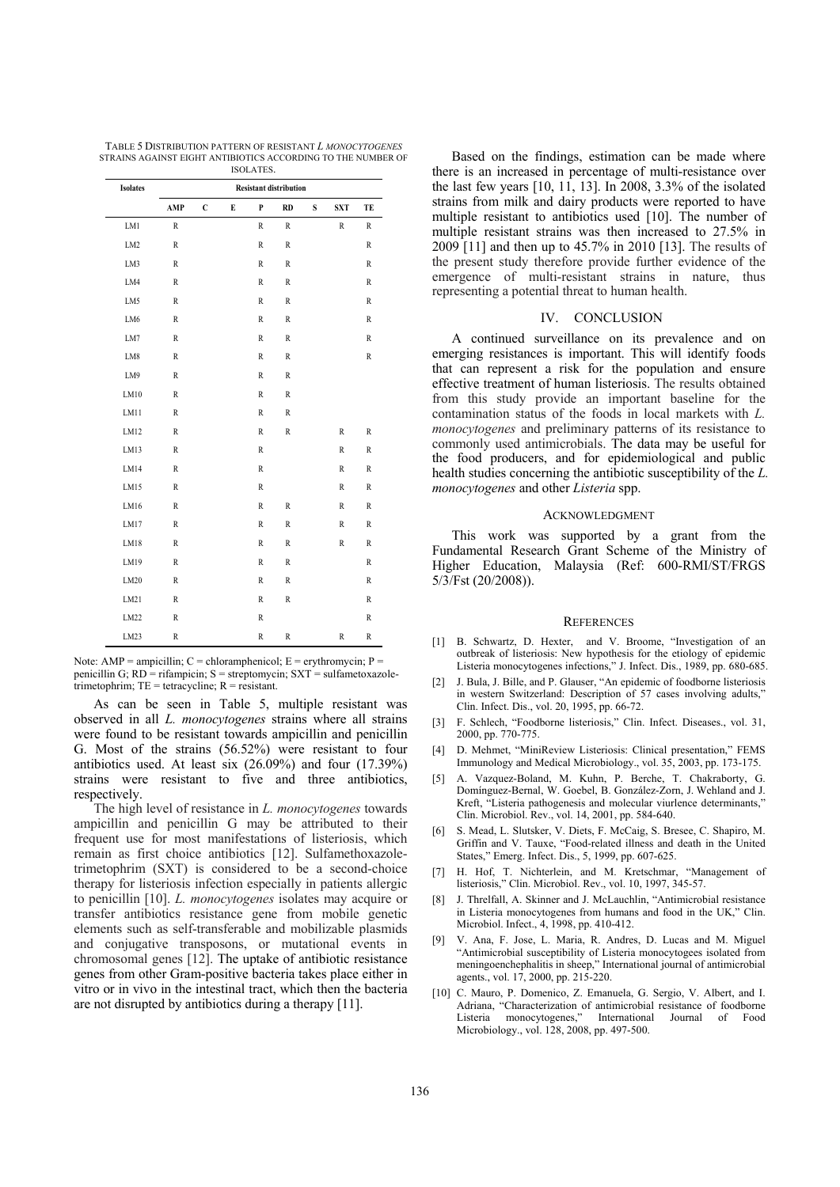TABLE 5 DISTRIBUTION PATTERN OF RESISTANT *L MONOCYTOGENES* STRAINS AGAINST EIGHT ANTIBIOTICS ACCORDING TO THE NUMBER OF ISOLATES.

| Isolates | Resistant distribution | | | | | | | |
|---|---|---|---|---|---|---|---|---|
| | AMP | C | E | P | RD | S | SXT | TE |
| LM1 | R | | | R | R | | R | R |
| LM2 | R | | | R | R | | | R |
| LM3 | R | | | R | R | | | R |
| LM4 | R | | | R | R | | | R |
| LM5 | R | | | R | R | | | R |
| LM6 | R | | | R | R | | | R |
| LM7 | R | | | R | R | | | R |
| LM8 | R | | | R | R | | | R |
| LM9 | R | | | R | R | | | |
| LM10 | R | | | R | R | | | |
| LM11 | R | | | R | R | | | |
| LM12 | R | | | R | R | | R | R |
| LM13 | R | | | R | | | R | R |
| LM14 | R | | | R | | | R | R |
| LM15 | R | | | R | | | R | R |
| LM16 | R | | | R | R | | R | R |
| LM17 | R | | | R | R | | R | R |
| LM18 | R | | | R | R | | R | R |
| LM19 | R | | | R | R | | | R |
| LM20 | R | | | R | R | | | R |
| LM21 | R | | | R | R | | | R |
| LM22 | R | | | R | | | | R |
| LM23 | R | | | R | R | | R | R |

Note: AMP = ampicillin; C = chloramphenicol; E = erythromycin; P = penicillin G; RD = rifampicin; S = streptomycin; SXT = sulfametoxazole-trimetophrim; TE = tetracycline; R = resistant.

As can be seen in Table 5, multiple resistant was observed in all *L. monocytogenes* strains where all strains were found to be resistant towards ampicillin and penicillin G. Most of the strains (56.52%) were resistant to four antibiotics used. At least six (26.09%) and four (17.39%) strains were resistant to five and three antibiotics, respectively.

The high level of resistance in *L. monocytogenes* towards ampicillin and penicillin G may be attributed to their frequent use for most manifestations of listeriosis, which remain as first choice antibiotics [12]. Sulfamethoxazole-trimetophrim (SXT) is considered to be a second-choice therapy for listeriosis infection especially in patients allergic to penicillin [10]. *L. monocytogenes* isolates may acquire or transfer antibiotics resistance gene from mobile genetic elements such as self-transferable and mobilizable plasmids and conjugative transposons, or mutational events in chromosomal genes [12]. The uptake of antibiotic resistance genes from other Gram-positive bacteria takes place either in vitro or in vivo in the intestinal tract, which then the bacteria are not disrupted by antibiotics during a therapy [11].

Based on the findings, estimation can be made where there is an increased in percentage of multi-resistance over the last few years [10, 11, 13]. In 2008, 3.3% of the isolated strains from milk and dairy products were reported to have multiple resistant to antibiotics used [10]. The number of multiple resistant strains was then increased to 27.5% in 2009 [11] and then up to 45.7% in 2010 [13]. The results of the present study therefore provide further evidence of the emergence of multi-resistant strains in nature, thus representing a potential threat to human health.

## IV. CONCLUSION

A continued surveillance on its prevalence and on emerging resistances is important. This will identify foods that can represent a risk for the population and ensure effective treatment of human listeriosis. The results obtained from this study provide an important baseline for the contamination status of the foods in local markets with *L. monocytogenes* and preliminary patterns of its resistance to commonly used antimicrobials. The data may be useful for the food producers, and for epidemiological and public health studies concerning the antibiotic susceptibility of the *L. monocytogenes* and other *Listeria* spp.

## ACKNOWLEDGMENT

This work was supported by a grant from the Fundamental Research Grant Scheme of the Ministry of Higher Education, Malaysia (Ref: 600-RMI/ST/FRGS 5/3/Fst (20/2008)).

## REFERENCES

[1] B. Schwartz, D. Hexter, and V. Broome, "Investigation of an outbreak of listeriosis: New hypothesis for the etiology of epidemic Listeria monocytogenes infections," J. Infect. Dis., 1989, pp. 680-685.

[2] J. Bula, J. Bille, and P. Glauser, "An epidemic of foodborne listeriosis in western Switzerland: Description of 57 cases involving adults," Clin. Infect. Dis., vol. 20, 1995, pp. 66-72.

[3] F. Schlech, "Foodborne listeriosis," Clin. Infect. Diseases., vol. 31, 2000, pp. 770-775.

[4] D. Mehmet, "MiniReview Listeriosis: Clinical presentation," FEMS Immunology and Medical Microbiology., vol. 35, 2003, pp. 173-175.

[5] A. Vazquez-Boland, M. Kuhn, P. Berche, T. Chakraborty, G. Domínguez-Bernal, W. Goebel, B. González-Zorn, J. Wehland and J. Kreft, "Listeria pathogenesis and molecular viurlence determinants," Clin. Microbiol. Rev., vol. 14, 2001, pp. 584-640.

[6] S. Mead, L. Slutsker, V. Diets, F. McCaig, S. Bresee, C. Shapiro, M. Griffin and V. Tauxe, "Food-related illness and death in the United States," Emerg. Infect. Dis., 5, 1999, pp. 607-625.

[7] H. Hof, T. Nichterlein, and M. Kretschmar, "Management of listeriosis," Clin. Microbiol. Rev., vol. 10, 1997, 345-57.

[8] J. Threlfall, A. Skinner and J. McLauchlin, "Antimicrobial resistance in Listeria monocytogenes from humans and food in the UK," Clin. Microbiol. Infect., 4, 1998, pp. 410-412.

[9] V. Ana, F. Jose, L. Maria, R. Andres, D. Lucas and M. Miguel "Antimicrobial susceptibility of Listeria monocytogees isolated from meningoenchephalitis in sheep," International journal of antimicrobial agents., vol. 17, 2000, pp. 215-220.

[10] C. Mauro, P. Domenico, Z. Emanuela, G. Sergio, V. Albert, and I. Adriana, "Characterization of antimicrobial resistance of foodborne Listeria monocytogenes," International Journal of Food Microbiology., vol. 128, 2008, pp. 497-500.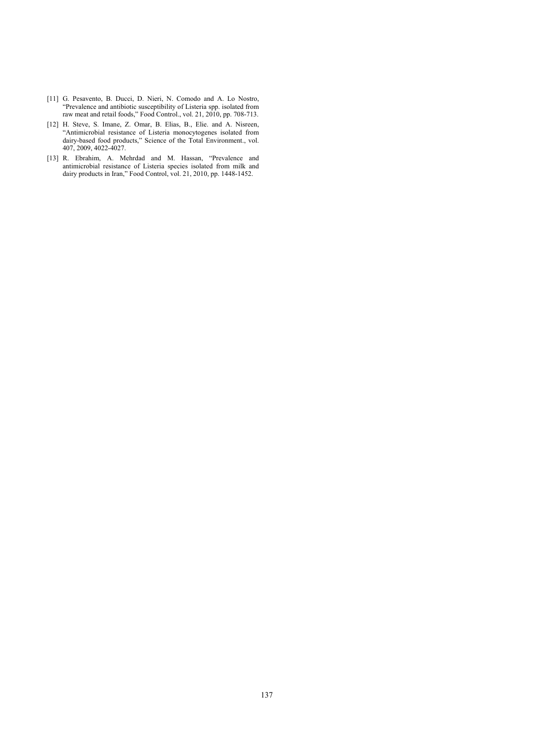[11] G. Pesavento, B. Ducci, D. Nieri, N. Comodo and A. Lo Nostro, "Prevalence and antibiotic susceptibility of Listeria spp. isolated from raw meat and retail foods," Food Control., vol. 21, 2010, pp. 708-713.

[12] H. Steve, S. Imane, Z. Omar, B. Elias, B., Elie. and A. Nisreen, "Antimicrobial resistance of Listeria monocytogenes isolated from dairy-based food products," Science of the Total Environment., vol. 407, 2009, 4022-4027.

[13] R. Ebrahim, A. Mehrdad and M. Hassan, "Prevalence and antimicrobial resistance of Listeria species isolated from milk and dairy products in Iran," Food Control, vol. 21, 2010, pp. 1448-1452.